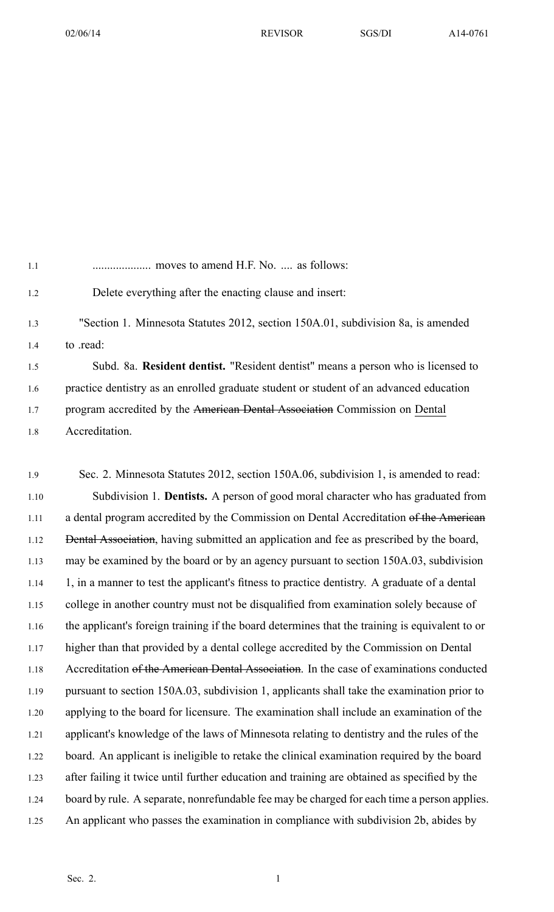.................... moves to amend H.F. No. .... as follows:

Delete everything after the enacting clause and insert:

"Section 1. Minnesota Statutes 2012, section 150A.01, subdivision 8a, is amended to .read:

Subd. 8a. **Resident dentist.** "Resident dentist" means a person who is licensed to practice dentistry as an enrolled graduate student or student of an advanced education program accredited by the ~~American Dental Association~~ Commission on <u>Dental</u> Accreditation.

Sec. 2. Minnesota Statutes 2012, section 150A.06, subdivision 1, is amended to read:

Subdivision 1. **Dentists.** A person of good moral character who has graduated from a dental program accredited by the Commission on Dental Accreditation ~~of the American Dental Association~~, having submitted an application and fee as prescribed by the board, may be examined by the board or by an agency pursuant to section 150A.03, subdivision 1, in a manner to test the applicant's fitness to practice dentistry. A graduate of a dental college in another country must not be disqualified from examination solely because of the applicant's foreign training if the board determines that the training is equivalent to or higher than that provided by a dental college accredited by the Commission on Dental Accreditation ~~of the American Dental Association~~. In the case of examinations conducted pursuant to section 150A.03, subdivision 1, applicants shall take the examination prior to applying to the board for licensure. The examination shall include an examination of the applicant's knowledge of the laws of Minnesota relating to dentistry and the rules of the board. An applicant is ineligible to retake the clinical examination required by the board after failing it twice until further education and training are obtained as specified by the board by rule. A separate, nonrefundable fee may be charged for each time a person applies. An applicant who passes the examination in compliance with subdivision 2b, abides by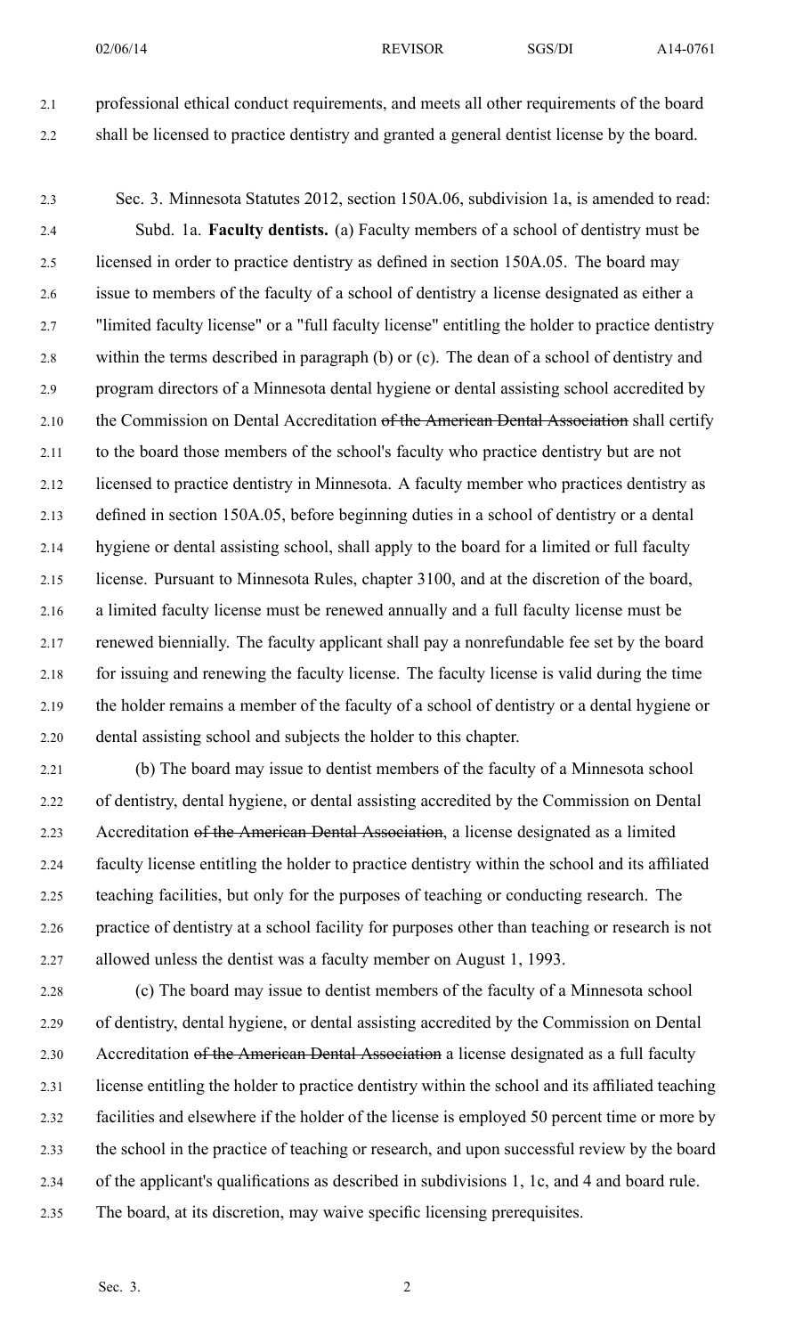professional ethical conduct requirements, and meets all other requirements of the board shall be licensed to practice dentistry and granted a general dentist license by the board.

Sec. 3. Minnesota Statutes 2012, section 150A.06, subdivision 1a, is amended to read:

Subd. 1a. **Faculty dentists.** (a) Faculty members of a school of dentistry must be licensed in order to practice dentistry as defined in section 150A.05. The board may issue to members of the faculty of a school of dentistry a license designated as either a "limited faculty license" or a "full faculty license" entitling the holder to practice dentistry within the terms described in paragraph (b) or (c). The dean of a school of dentistry and program directors of a Minnesota dental hygiene or dental assisting school accredited by the Commission on Dental Accreditation ~~of the American Dental Association~~ shall certify to the board those members of the school's faculty who practice dentistry but are not licensed to practice dentistry in Minnesota. A faculty member who practices dentistry as defined in section 150A.05, before beginning duties in a school of dentistry or a dental hygiene or dental assisting school, shall apply to the board for a limited or full faculty license. Pursuant to Minnesota Rules, chapter 3100, and at the discretion of the board, a limited faculty license must be renewed annually and a full faculty license must be renewed biennially. The faculty applicant shall pay a nonrefundable fee set by the board for issuing and renewing the faculty license. The faculty license is valid during the time the holder remains a member of the faculty of a school of dentistry or a dental hygiene or dental assisting school and subjects the holder to this chapter.

(b) The board may issue to dentist members of the faculty of a Minnesota school of dentistry, dental hygiene, or dental assisting accredited by the Commission on Dental Accreditation ~~of the American Dental Association~~, a license designated as a limited faculty license entitling the holder to practice dentistry within the school and its affiliated teaching facilities, but only for the purposes of teaching or conducting research. The practice of dentistry at a school facility for purposes other than teaching or research is not allowed unless the dentist was a faculty member on August 1, 1993.

(c) The board may issue to dentist members of the faculty of a Minnesota school of dentistry, dental hygiene, or dental assisting accredited by the Commission on Dental Accreditation ~~of the American Dental Association~~ a license designated as a full faculty license entitling the holder to practice dentistry within the school and its affiliated teaching facilities and elsewhere if the holder of the license is employed 50 percent time or more by the school in the practice of teaching or research, and upon successful review by the board of the applicant's qualifications as described in subdivisions 1, 1c, and 4 and board rule. The board, at its discretion, may waive specific licensing prerequisites.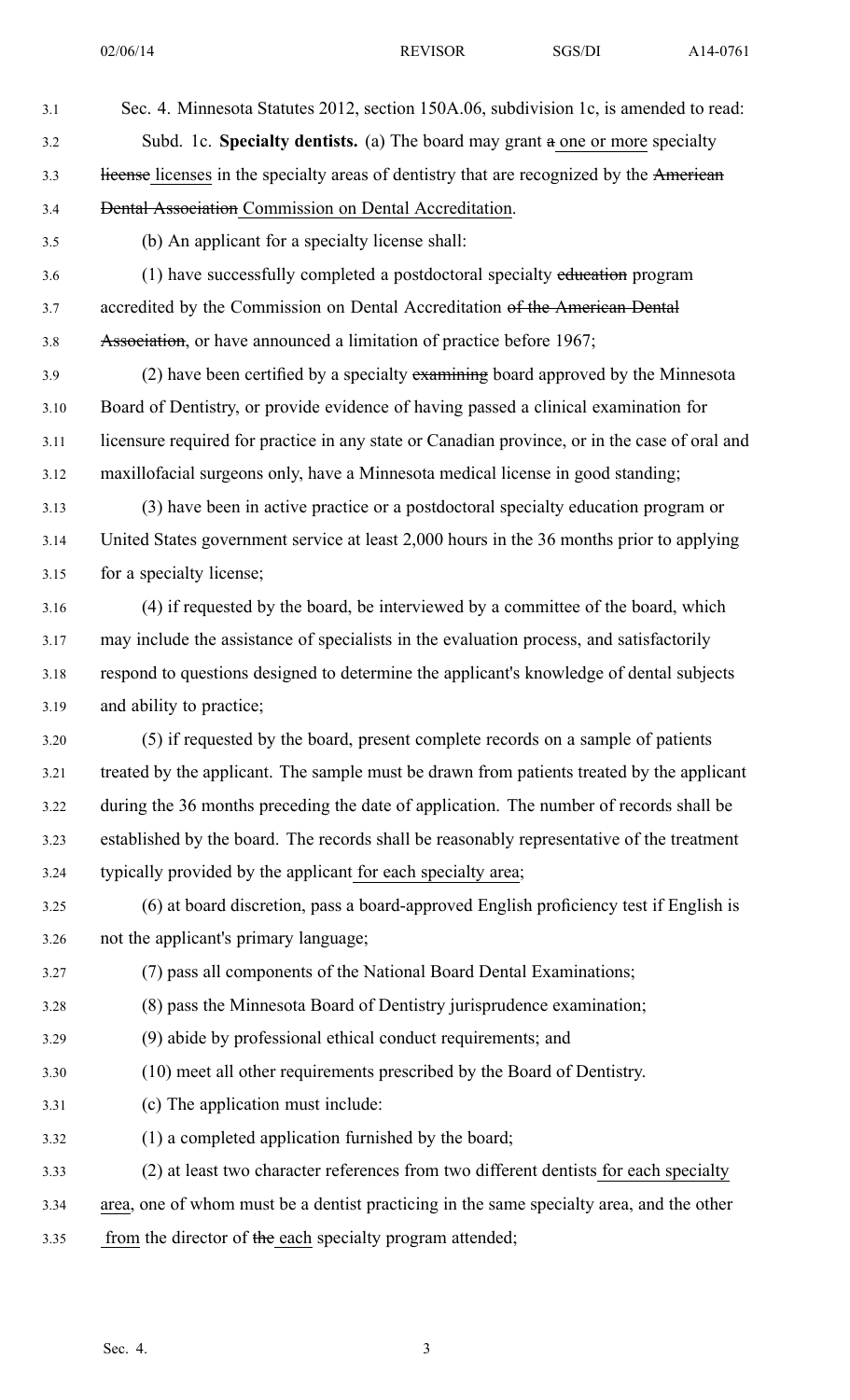Sec. 4. Minnesota Statutes 2012, section 150A.06, subdivision 1c, is amended to read:

Subd. 1c. **Specialty dentists.** (a) The board may grant ~~a~~ one or more specialty ~~license~~ licenses in the specialty areas of dentistry that are recognized by the ~~American Dental Association~~ Commission on Dental Accreditation.

(b) An applicant for a specialty license shall:

(1) have successfully completed a postdoctoral specialty ~~education~~ program accredited by the Commission on Dental Accreditation ~~of the American Dental Association~~, or have announced a limitation of practice before 1967;

(2) have been certified by a specialty ~~examining~~ board approved by the Minnesota Board of Dentistry, or provide evidence of having passed a clinical examination for licensure required for practice in any state or Canadian province, or in the case of oral and maxillofacial surgeons only, have a Minnesota medical license in good standing;

(3) have been in active practice or a postdoctoral specialty education program or United States government service at least 2,000 hours in the 36 months prior to applying for a specialty license;

(4) if requested by the board, be interviewed by a committee of the board, which may include the assistance of specialists in the evaluation process, and satisfactorily respond to questions designed to determine the applicant's knowledge of dental subjects and ability to practice;

(5) if requested by the board, present complete records on a sample of patients treated by the applicant. The sample must be drawn from patients treated by the applicant during the 36 months preceding the date of application. The number of records shall be established by the board. The records shall be reasonably representative of the treatment typically provided by the applicant for each specialty area;

(6) at board discretion, pass a board-approved English proficiency test if English is not the applicant's primary language;

(7) pass all components of the National Board Dental Examinations;

(8) pass the Minnesota Board of Dentistry jurisprudence examination;

(9) abide by professional ethical conduct requirements; and

(10) meet all other requirements prescribed by the Board of Dentistry.

(c) The application must include:

(1) a completed application furnished by the board;

(2) at least two character references from two different dentists for each specialty area, one of whom must be a dentist practicing in the same specialty area, and the other from the director of ~~the~~ each specialty program attended;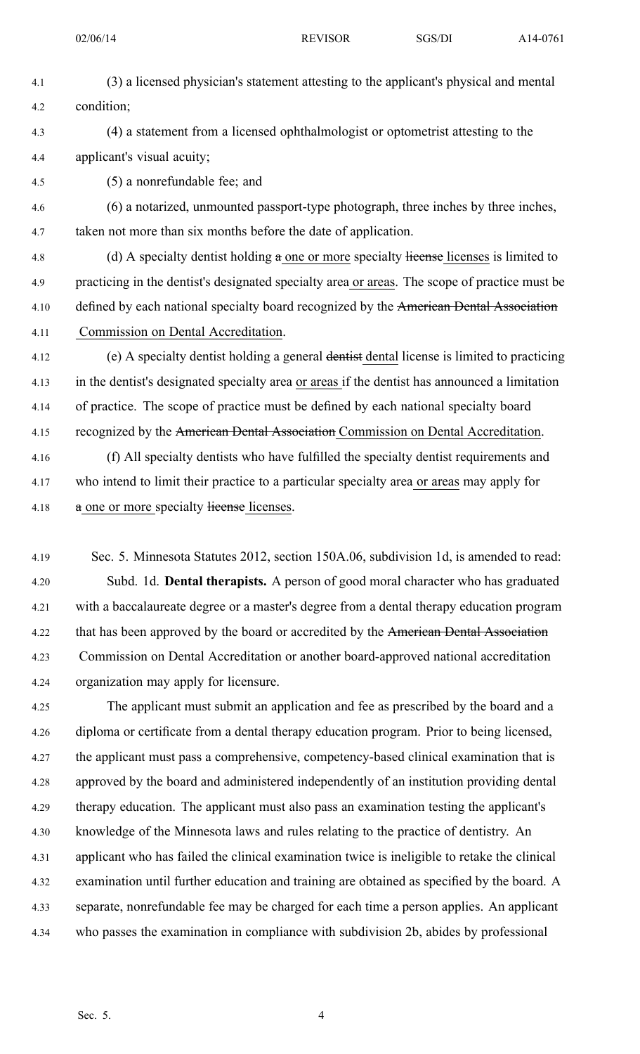(3) a licensed physician's statement attesting to the applicant's physical and mental condition;

(4) a statement from a licensed ophthalmologist or optometrist attesting to the applicant's visual acuity;

(5) a nonrefundable fee; and

(6) a notarized, unmounted passport-type photograph, three inches by three inches, taken not more than six months before the date of application.

(d) A specialty dentist holding ~~a~~ one or more specialty ~~license~~ licenses is limited to practicing in the dentist's designated specialty area or areas. The scope of practice must be defined by each national specialty board recognized by the ~~American Dental Association~~ Commission on Dental Accreditation.

(e) A specialty dentist holding a general ~~dentist~~ dental license is limited to practicing in the dentist's designated specialty area or areas if the dentist has announced a limitation of practice. The scope of practice must be defined by each national specialty board recognized by the ~~American Dental Association~~ Commission on Dental Accreditation.

(f) All specialty dentists who have fulfilled the specialty dentist requirements and who intend to limit their practice to a particular specialty area or areas may apply for ~~a~~ one or more specialty ~~license~~ licenses.

Sec. 5. Minnesota Statutes 2012, section 150A.06, subdivision 1d, is amended to read:

Subd. 1d. **Dental therapists.** A person of good moral character who has graduated with a baccalaureate degree or a master's degree from a dental therapy education program that has been approved by the board or accredited by the ~~American Dental Association~~ Commission on Dental Accreditation or another board-approved national accreditation organization may apply for licensure.

The applicant must submit an application and fee as prescribed by the board and a diploma or certificate from a dental therapy education program. Prior to being licensed, the applicant must pass a comprehensive, competency-based clinical examination that is approved by the board and administered independently of an institution providing dental therapy education. The applicant must also pass an examination testing the applicant's knowledge of the Minnesota laws and rules relating to the practice of dentistry. An applicant who has failed the clinical examination twice is ineligible to retake the clinical examination until further education and training are obtained as specified by the board. A separate, nonrefundable fee may be charged for each time a person applies. An applicant who passes the examination in compliance with subdivision 2b, abides by professional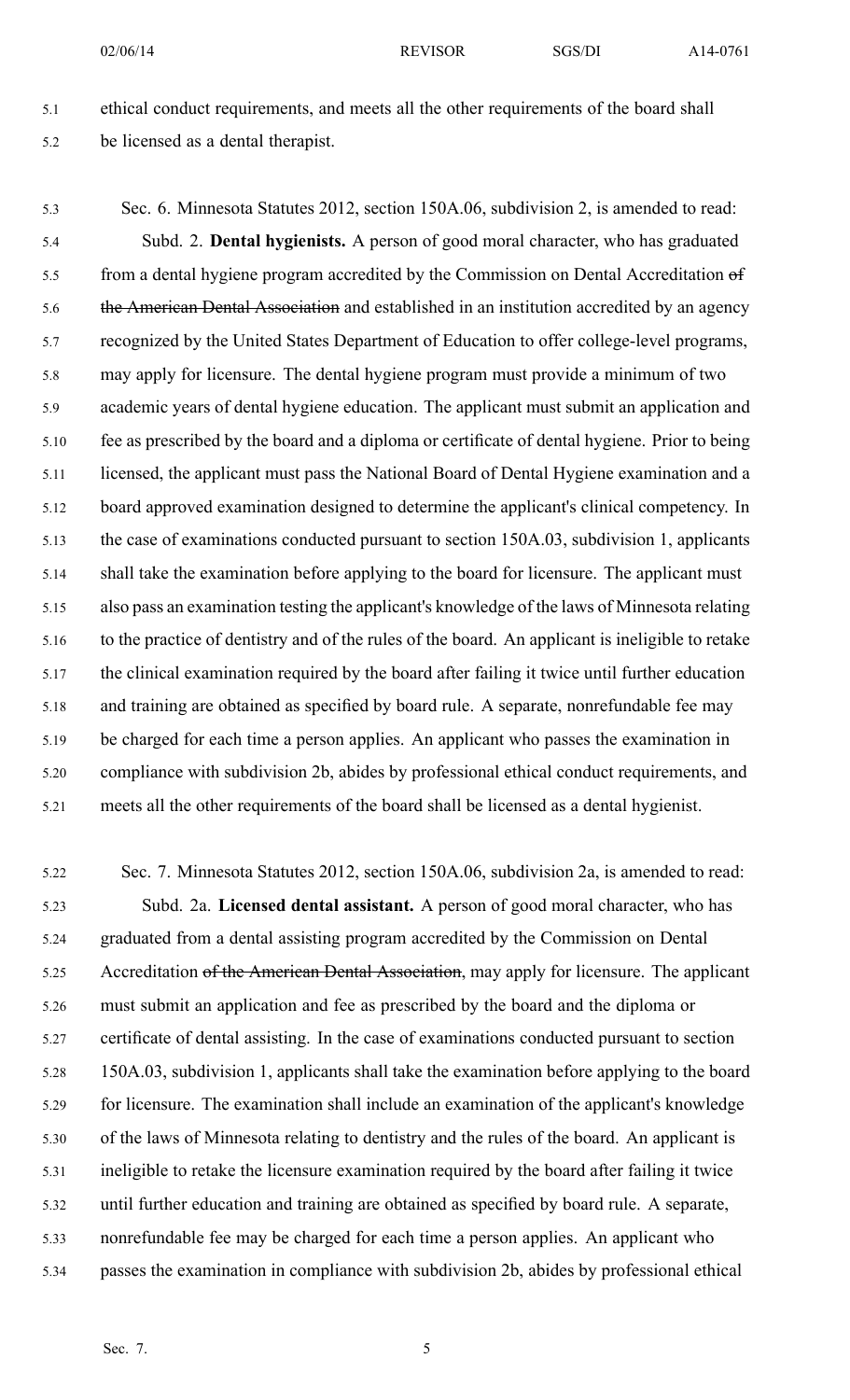ethical conduct requirements, and meets all the other requirements of the board shall be licensed as a dental therapist.

Sec. 6. Minnesota Statutes 2012, section 150A.06, subdivision 2, is amended to read:

Subd. 2. **Dental hygienists.** A person of good moral character, who has graduated from a dental hygiene program accredited by the Commission on Dental Accreditation ~~of the American Dental Association~~ and established in an institution accredited by an agency recognized by the United States Department of Education to offer college-level programs, may apply for licensure. The dental hygiene program must provide a minimum of two academic years of dental hygiene education. The applicant must submit an application and fee as prescribed by the board and a diploma or certificate of dental hygiene. Prior to being licensed, the applicant must pass the National Board of Dental Hygiene examination and a board approved examination designed to determine the applicant's clinical competency. In the case of examinations conducted pursuant to section 150A.03, subdivision 1, applicants shall take the examination before applying to the board for licensure. The applicant must also pass an examination testing the applicant's knowledge of the laws of Minnesota relating to the practice of dentistry and of the rules of the board. An applicant is ineligible to retake the clinical examination required by the board after failing it twice until further education and training are obtained as specified by board rule. A separate, nonrefundable fee may be charged for each time a person applies. An applicant who passes the examination in compliance with subdivision 2b, abides by professional ethical conduct requirements, and meets all the other requirements of the board shall be licensed as a dental hygienist.

Sec. 7. Minnesota Statutes 2012, section 150A.06, subdivision 2a, is amended to read:

Subd. 2a. **Licensed dental assistant.** A person of good moral character, who has graduated from a dental assisting program accredited by the Commission on Dental Accreditation ~~of the American Dental Association~~, may apply for licensure. The applicant must submit an application and fee as prescribed by the board and the diploma or certificate of dental assisting. In the case of examinations conducted pursuant to section 150A.03, subdivision 1, applicants shall take the examination before applying to the board for licensure. The examination shall include an examination of the applicant's knowledge of the laws of Minnesota relating to dentistry and the rules of the board. An applicant is ineligible to retake the licensure examination required by the board after failing it twice until further education and training are obtained as specified by board rule. A separate, nonrefundable fee may be charged for each time a person applies. An applicant who passes the examination in compliance with subdivision 2b, abides by professional ethical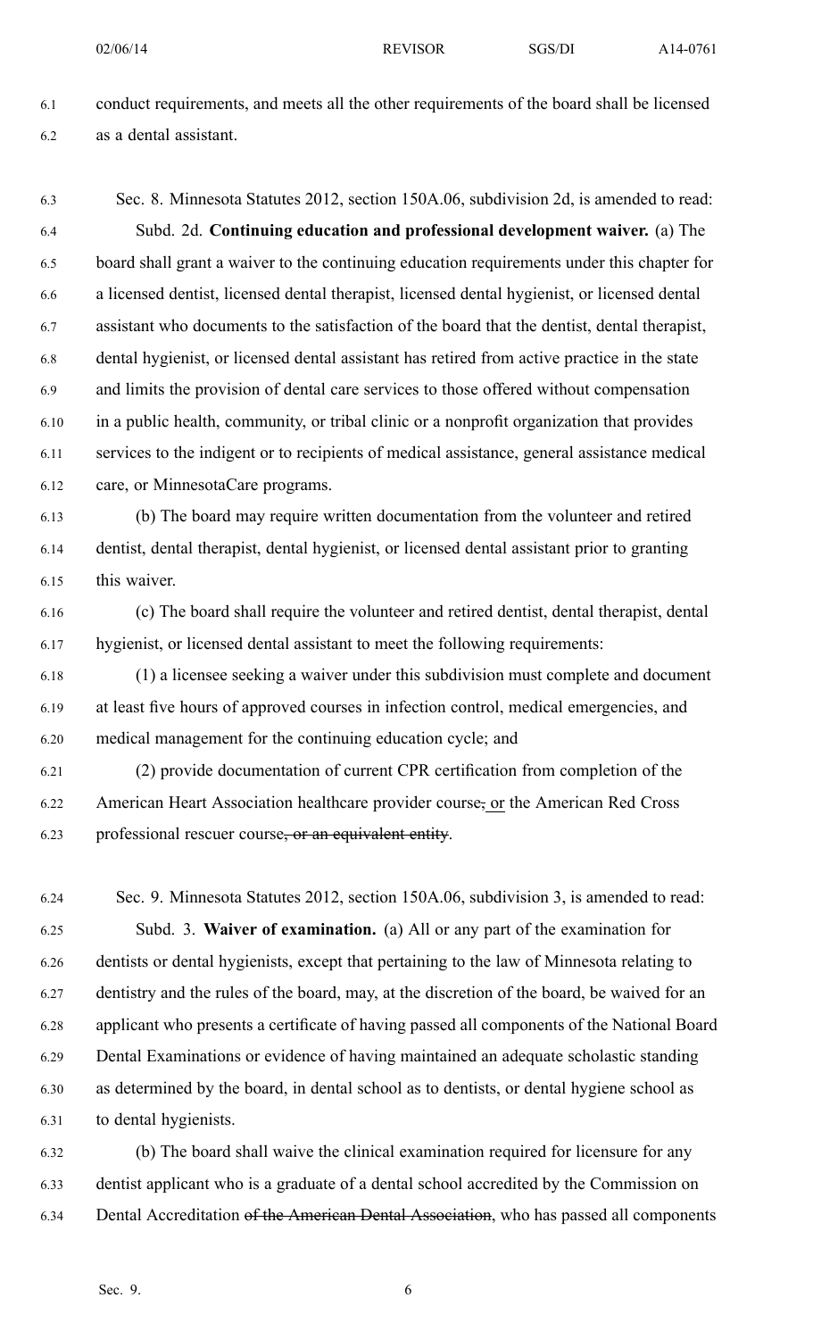conduct requirements, and meets all the other requirements of the board shall be licensed as a dental assistant.

Sec. 8. Minnesota Statutes 2012, section 150A.06, subdivision 2d, is amended to read:

Subd. 2d. **Continuing education and professional development waiver.** (a) The board shall grant a waiver to the continuing education requirements under this chapter for a licensed dentist, licensed dental therapist, licensed dental hygienist, or licensed dental assistant who documents to the satisfaction of the board that the dentist, dental therapist, dental hygienist, or licensed dental assistant has retired from active practice in the state and limits the provision of dental care services to those offered without compensation in a public health, community, or tribal clinic or a nonprofit organization that provides services to the indigent or to recipients of medical assistance, general assistance medical care, or MinnesotaCare programs.

(b) The board may require written documentation from the volunteer and retired dentist, dental therapist, dental hygienist, or licensed dental assistant prior to granting this waiver.

(c) The board shall require the volunteer and retired dentist, dental therapist, dental hygienist, or licensed dental assistant to meet the following requirements:

(1) a licensee seeking a waiver under this subdivision must complete and document at least five hours of approved courses in infection control, medical emergencies, and medical management for the continuing education cycle; and

(2) provide documentation of current CPR certification from completion of the American Heart Association healthcare provider course~~,~~ or the American Red Cross professional rescuer course~~, or an equivalent entity~~.

Sec. 9. Minnesota Statutes 2012, section 150A.06, subdivision 3, is amended to read:

Subd. 3. **Waiver of examination.** (a) All or any part of the examination for dentists or dental hygienists, except that pertaining to the law of Minnesota relating to dentistry and the rules of the board, may, at the discretion of the board, be waived for an applicant who presents a certificate of having passed all components of the National Board Dental Examinations or evidence of having maintained an adequate scholastic standing as determined by the board, in dental school as to dentists, or dental hygiene school as to dental hygienists.

(b) The board shall waive the clinical examination required for licensure for any dentist applicant who is a graduate of a dental school accredited by the Commission on Dental Accreditation ~~of the American Dental Association~~, who has passed all components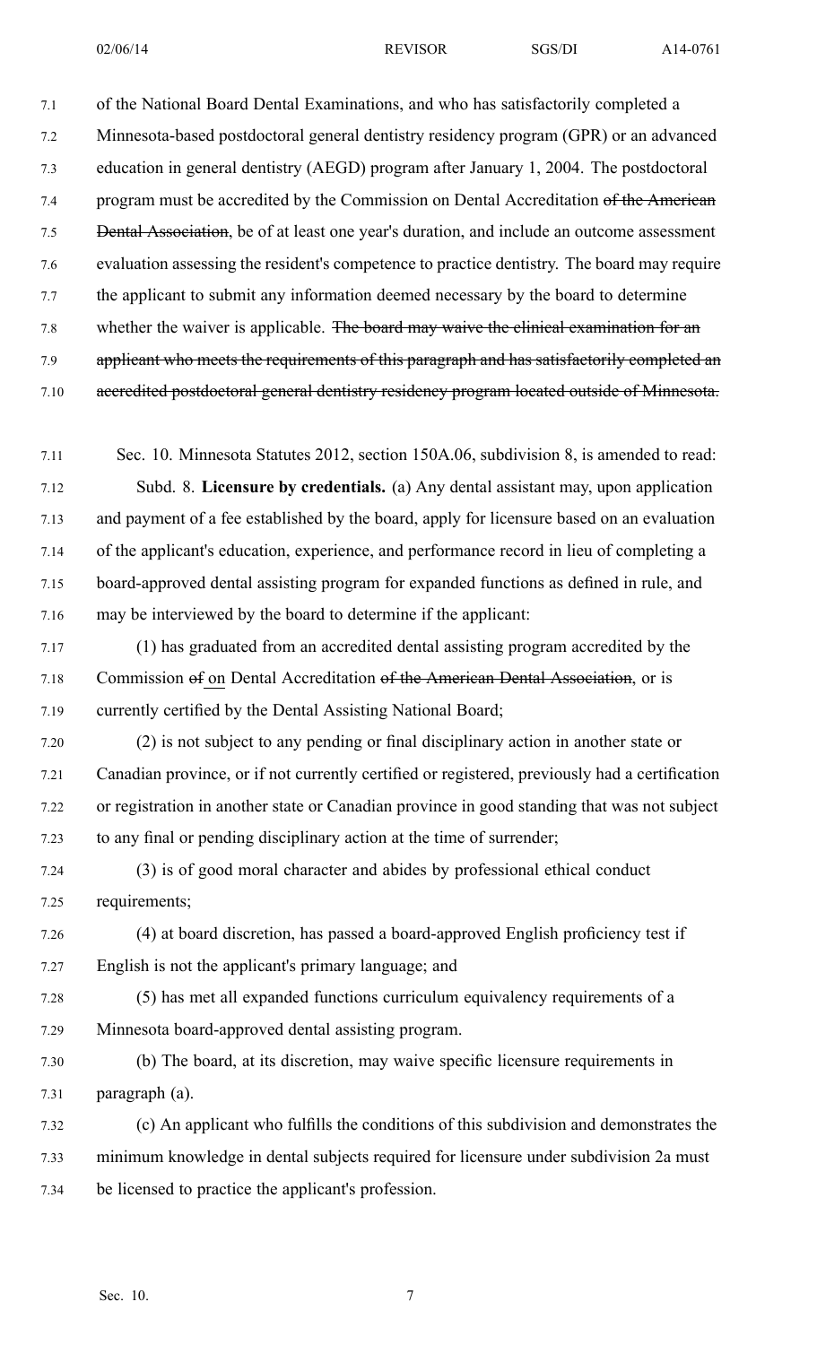of the National Board Dental Examinations, and who has satisfactorily completed a Minnesota-based postdoctoral general dentistry residency program (GPR) or an advanced education in general dentistry (AEGD) program after January 1, 2004. The postdoctoral program must be accredited by the Commission on Dental Accreditation ~~of the American Dental Association~~, be of at least one year's duration, and include an outcome assessment evaluation assessing the resident's competence to practice dentistry. The board may require the applicant to submit any information deemed necessary by the board to determine whether the waiver is applicable. ~~The board may waive the clinical examination for an applicant who meets the requirements of this paragraph and has satisfactorily completed an accredited postdoctoral general dentistry residency program located outside of Minnesota.~~

Sec. 10. Minnesota Statutes 2012, section 150A.06, subdivision 8, is amended to read:

Subd. 8. **Licensure by credentials.** (a) Any dental assistant may, upon application and payment of a fee established by the board, apply for licensure based on an evaluation of the applicant's education, experience, and performance record in lieu of completing a board-approved dental assisting program for expanded functions as defined in rule, and may be interviewed by the board to determine if the applicant:

(1) has graduated from an accredited dental assisting program accredited by the Commission ~~of~~ <u>on</u> Dental Accreditation ~~of the American Dental Association~~, or is currently certified by the Dental Assisting National Board;

(2) is not subject to any pending or final disciplinary action in another state or Canadian province, or if not currently certified or registered, previously had a certification or registration in another state or Canadian province in good standing that was not subject to any final or pending disciplinary action at the time of surrender;

(3) is of good moral character and abides by professional ethical conduct requirements;

(4) at board discretion, has passed a board-approved English proficiency test if English is not the applicant's primary language; and

(5) has met all expanded functions curriculum equivalency requirements of a Minnesota board-approved dental assisting program.

(b) The board, at its discretion, may waive specific licensure requirements in paragraph (a).

(c) An applicant who fulfills the conditions of this subdivision and demonstrates the minimum knowledge in dental subjects required for licensure under subdivision 2a must be licensed to practice the applicant's profession.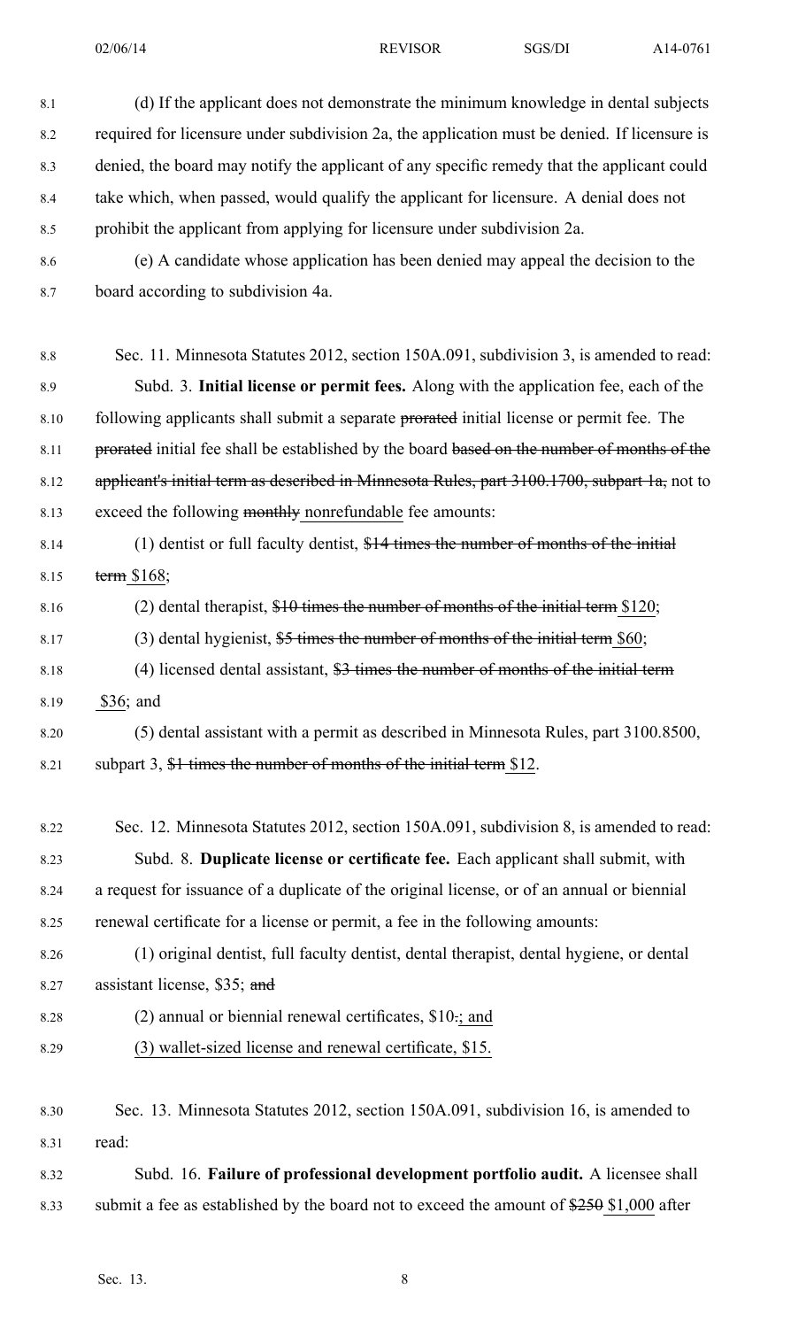(d) If the applicant does not demonstrate the minimum knowledge in dental subjects required for licensure under subdivision 2a, the application must be denied. If licensure is denied, the board may notify the applicant of any specific remedy that the applicant could take which, when passed, would qualify the applicant for licensure. A denial does not prohibit the applicant from applying for licensure under subdivision 2a.

(e) A candidate whose application has been denied may appeal the decision to the board according to subdivision 4a.

Sec. 11. Minnesota Statutes 2012, section 150A.091, subdivision 3, is amended to read:

Subd. 3. **Initial license or permit fees.** Along with the application fee, each of the following applicants shall submit a separate ~~prorated~~ initial license or permit fee. The ~~prorated~~ initial fee shall be established by the board ~~based on the number of months of the applicant's initial term as described in Minnesota Rules, part 3100.1700, subpart 1a,~~ not to exceed the following ~~monthly~~ nonrefundable fee amounts:

(1) dentist or full faculty dentist, ~~$14 times the number of months of the initial term~~ $168;

(2) dental therapist, ~~$10 times the number of months of the initial term~~ $120;

(3) dental hygienist, ~~$5 times the number of months of the initial term~~ $60;

(4) licensed dental assistant, ~~$3 times the number of months of the initial term~~ $36; and

(5) dental assistant with a permit as described in Minnesota Rules, part 3100.8500, subpart 3, ~~$1 times the number of months of the initial term~~ $12.

Sec. 12. Minnesota Statutes 2012, section 150A.091, subdivision 8, is amended to read:

Subd. 8. **Duplicate license or certificate fee.** Each applicant shall submit, with a request for issuance of a duplicate of the original license, or of an annual or biennial renewal certificate for a license or permit, a fee in the following amounts:

(1) original dentist, full faculty dentist, dental therapist, dental hygiene, or dental assistant license, $35; ~~and~~

(2) annual or biennial renewal certificates, $10~~.~~; and

(3) wallet-sized license and renewal certificate, $15.

Sec. 13. Minnesota Statutes 2012, section 150A.091, subdivision 16, is amended to read:

Subd. 16. **Failure of professional development portfolio audit.** A licensee shall submit a fee as established by the board not to exceed the amount of ~~$250~~ $1,000 after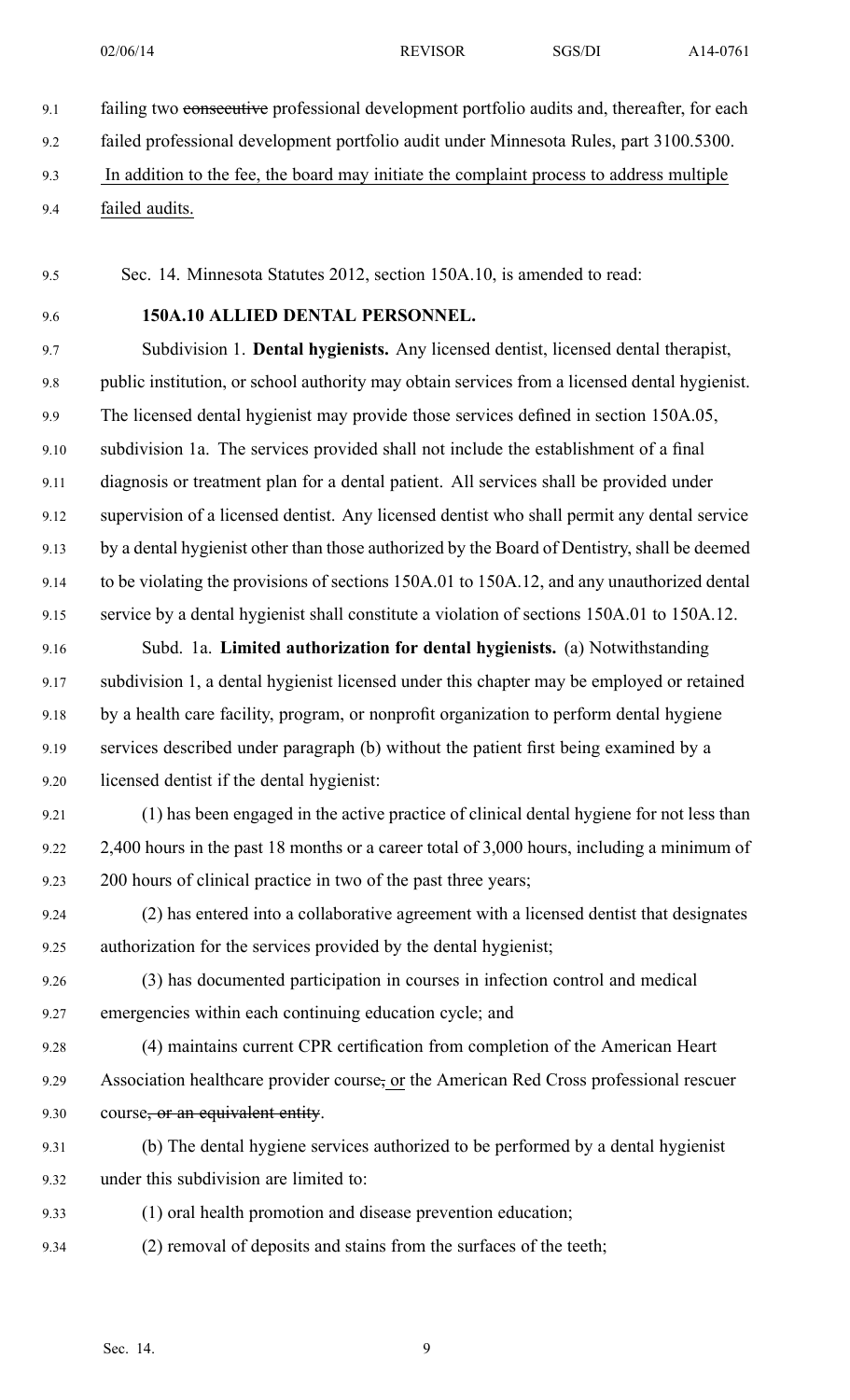failing two ~~consecutive~~ professional development portfolio audits and, thereafter, for each failed professional development portfolio audit under Minnesota Rules, part 3100.5300. <u>In addition to the fee, the board may initiate the complaint process to address multiple failed audits.</u>

Sec. 14. Minnesota Statutes 2012, section 150A.10, is amended to read:

### 150A.10 ALLIED DENTAL PERSONNEL.

Subdivision 1. **Dental hygienists.** Any licensed dentist, licensed dental therapist, public institution, or school authority may obtain services from a licensed dental hygienist. The licensed dental hygienist may provide those services defined in section 150A.05, subdivision 1a. The services provided shall not include the establishment of a final diagnosis or treatment plan for a dental patient. All services shall be provided under supervision of a licensed dentist. Any licensed dentist who shall permit any dental service by a dental hygienist other than those authorized by the Board of Dentistry, shall be deemed to be violating the provisions of sections 150A.01 to 150A.12, and any unauthorized dental service by a dental hygienist shall constitute a violation of sections 150A.01 to 150A.12.

Subd. 1a. **Limited authorization for dental hygienists.** (a) Notwithstanding subdivision 1, a dental hygienist licensed under this chapter may be employed or retained by a health care facility, program, or nonprofit organization to perform dental hygiene services described under paragraph (b) without the patient first being examined by a licensed dentist if the dental hygienist:

(1) has been engaged in the active practice of clinical dental hygiene for not less than 2,400 hours in the past 18 months or a career total of 3,000 hours, including a minimum of 200 hours of clinical practice in two of the past three years;

(2) has entered into a collaborative agreement with a licensed dentist that designates authorization for the services provided by the dental hygienist;

(3) has documented participation in courses in infection control and medical emergencies within each continuing education cycle; and

(4) maintains current CPR certification from completion of the American Heart Association healthcare provider course~~,~~ <u>or</u> the American Red Cross professional rescuer course~~, or an equivalent entity~~.

(b) The dental hygiene services authorized to be performed by a dental hygienist under this subdivision are limited to:

(1) oral health promotion and disease prevention education;

(2) removal of deposits and stains from the surfaces of the teeth;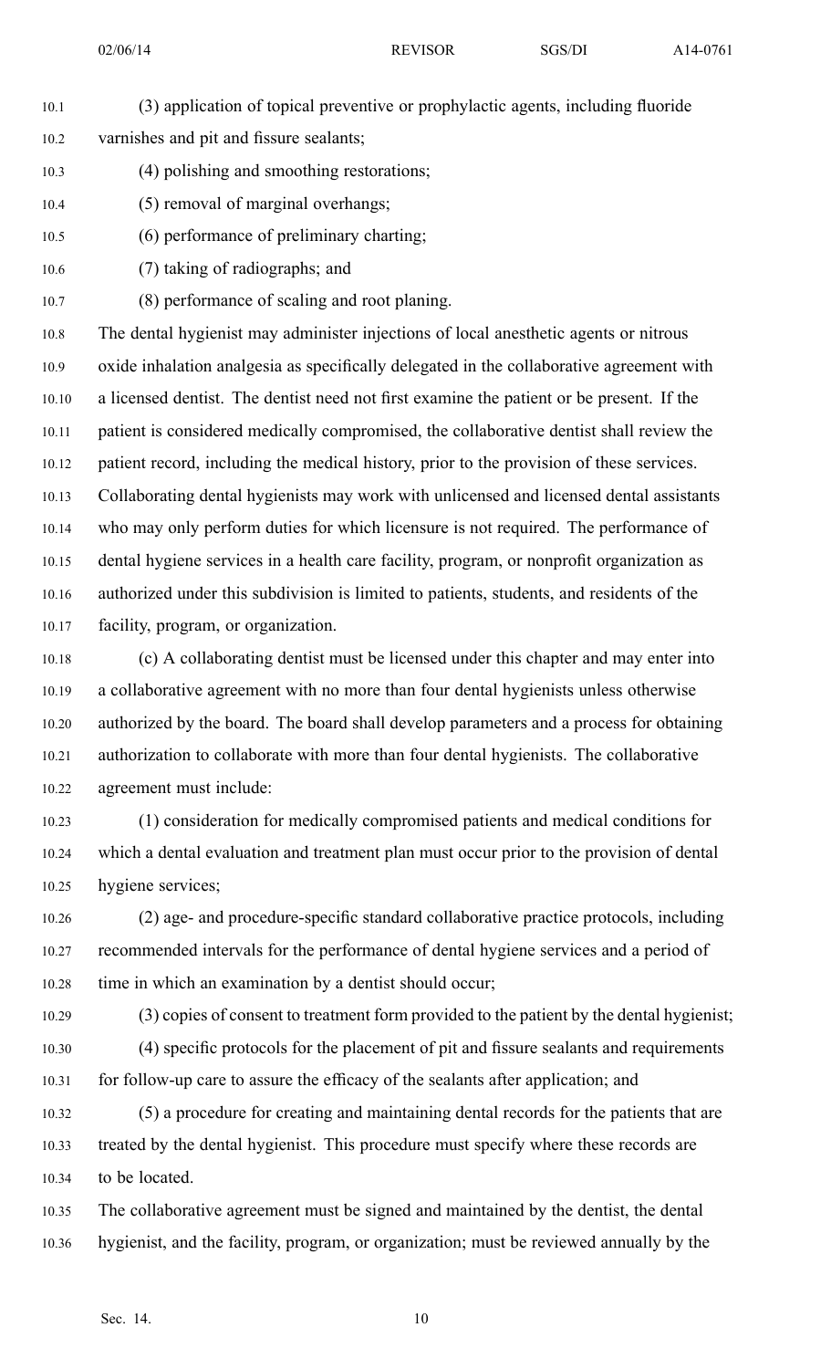(3) application of topical preventive or prophylactic agents, including fluoride varnishes and pit and fissure sealants;

(4) polishing and smoothing restorations;

(5) removal of marginal overhangs;

(6) performance of preliminary charting;

(7) taking of radiographs; and

(8) performance of scaling and root planing.

The dental hygienist may administer injections of local anesthetic agents or nitrous oxide inhalation analgesia as specifically delegated in the collaborative agreement with a licensed dentist. The dentist need not first examine the patient or be present. If the patient is considered medically compromised, the collaborative dentist shall review the patient record, including the medical history, prior to the provision of these services. Collaborating dental hygienists may work with unlicensed and licensed dental assistants who may only perform duties for which licensure is not required. The performance of dental hygiene services in a health care facility, program, or nonprofit organization as authorized under this subdivision is limited to patients, students, and residents of the facility, program, or organization.

(c) A collaborating dentist must be licensed under this chapter and may enter into a collaborative agreement with no more than four dental hygienists unless otherwise authorized by the board. The board shall develop parameters and a process for obtaining authorization to collaborate with more than four dental hygienists. The collaborative agreement must include:

(1) consideration for medically compromised patients and medical conditions for which a dental evaluation and treatment plan must occur prior to the provision of dental hygiene services;

(2) age- and procedure-specific standard collaborative practice protocols, including recommended intervals for the performance of dental hygiene services and a period of time in which an examination by a dentist should occur;

(3) copies of consent to treatment form provided to the patient by the dental hygienist;

(4) specific protocols for the placement of pit and fissure sealants and requirements for follow-up care to assure the efficacy of the sealants after application; and

(5) a procedure for creating and maintaining dental records for the patients that are treated by the dental hygienist. This procedure must specify where these records are to be located.

The collaborative agreement must be signed and maintained by the dentist, the dental hygienist, and the facility, program, or organization; must be reviewed annually by the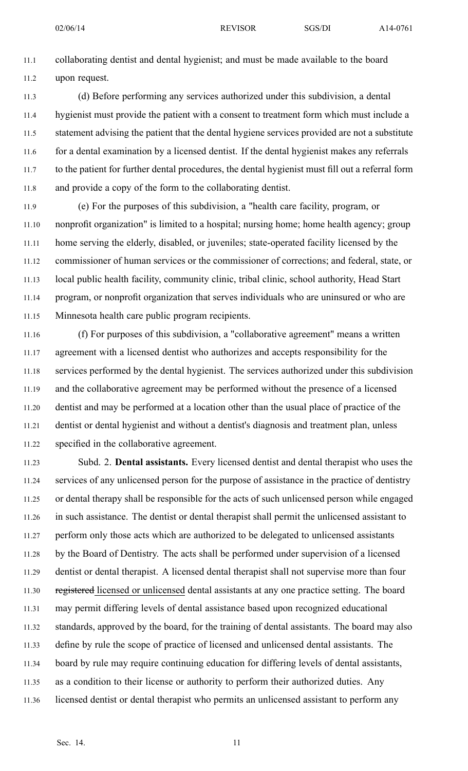collaborating dentist and dental hygienist; and must be made available to the board upon request.

(d) Before performing any services authorized under this subdivision, a dental hygienist must provide the patient with a consent to treatment form which must include a statement advising the patient that the dental hygiene services provided are not a substitute for a dental examination by a licensed dentist. If the dental hygienist makes any referrals to the patient for further dental procedures, the dental hygienist must fill out a referral form and provide a copy of the form to the collaborating dentist.

(e) For the purposes of this subdivision, a "health care facility, program, or nonprofit organization" is limited to a hospital; nursing home; home health agency; group home serving the elderly, disabled, or juveniles; state-operated facility licensed by the commissioner of human services or the commissioner of corrections; and federal, state, or local public health facility, community clinic, tribal clinic, school authority, Head Start program, or nonprofit organization that serves individuals who are uninsured or who are Minnesota health care public program recipients.

(f) For purposes of this subdivision, a "collaborative agreement" means a written agreement with a licensed dentist who authorizes and accepts responsibility for the services performed by the dental hygienist. The services authorized under this subdivision and the collaborative agreement may be performed without the presence of a licensed dentist and may be performed at a location other than the usual place of practice of the dentist or dental hygienist and without a dentist's diagnosis and treatment plan, unless specified in the collaborative agreement.

Subd. 2. **Dental assistants.** Every licensed dentist and dental therapist who uses the services of any unlicensed person for the purpose of assistance in the practice of dentistry or dental therapy shall be responsible for the acts of such unlicensed person while engaged in such assistance. The dentist or dental therapist shall permit the unlicensed assistant to perform only those acts which are authorized to be delegated to unlicensed assistants by the Board of Dentistry. The acts shall be performed under supervision of a licensed dentist or dental therapist. A licensed dental therapist shall not supervise more than four ~~registered~~ licensed or unlicensed dental assistants at any one practice setting. The board may permit differing levels of dental assistance based upon recognized educational standards, approved by the board, for the training of dental assistants. The board may also define by rule the scope of practice of licensed and unlicensed dental assistants. The board by rule may require continuing education for differing levels of dental assistants, as a condition to their license or authority to perform their authorized duties. Any licensed dentist or dental therapist who permits an unlicensed assistant to perform any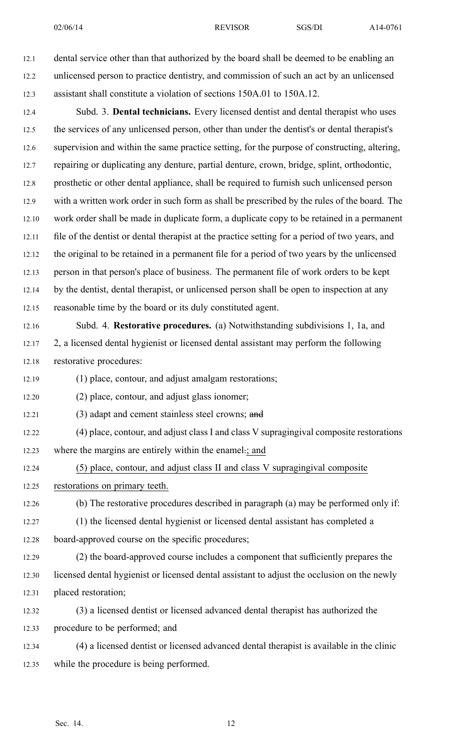dental service other than that authorized by the board shall be deemed to be enabling an unlicensed person to practice dentistry, and commission of such an act by an unlicensed assistant shall constitute a violation of sections 150A.01 to 150A.12.

Subd. 3. **Dental technicians.** Every licensed dentist and dental therapist who uses the services of any unlicensed person, other than under the dentist's or dental therapist's supervision and within the same practice setting, for the purpose of constructing, altering, repairing or duplicating any denture, partial denture, crown, bridge, splint, orthodontic, prosthetic or other dental appliance, shall be required to furnish such unlicensed person with a written work order in such form as shall be prescribed by the rules of the board. The work order shall be made in duplicate form, a duplicate copy to be retained in a permanent file of the dentist or dental therapist at the practice setting for a period of two years, and the original to be retained in a permanent file for a period of two years by the unlicensed person in that person's place of business. The permanent file of work orders to be kept by the dentist, dental therapist, or unlicensed person shall be open to inspection at any reasonable time by the board or its duly constituted agent.

Subd. 4. **Restorative procedures.** (a) Notwithstanding subdivisions 1, 1a, and 2, a licensed dental hygienist or licensed dental assistant may perform the following restorative procedures:

(1) place, contour, and adjust amalgam restorations;

(2) place, contour, and adjust glass ionomer;

(3) adapt and cement stainless steel crowns; ~~and~~

(4) place, contour, and adjust class I and class V supragingival composite restorations where the margins are entirely within the enamel~~.~~<u>; and</u>

<u>(5) place, contour, and adjust class II and class V supragingival composite restorations on primary teeth.</u>

(b) The restorative procedures described in paragraph (a) may be performed only if:

(1) the licensed dental hygienist or licensed dental assistant has completed a board-approved course on the specific procedures;

(2) the board-approved course includes a component that sufficiently prepares the licensed dental hygienist or licensed dental assistant to adjust the occlusion on the newly placed restoration;

(3) a licensed dentist or licensed advanced dental therapist has authorized the procedure to be performed; and

(4) a licensed dentist or licensed advanced dental therapist is available in the clinic while the procedure is being performed.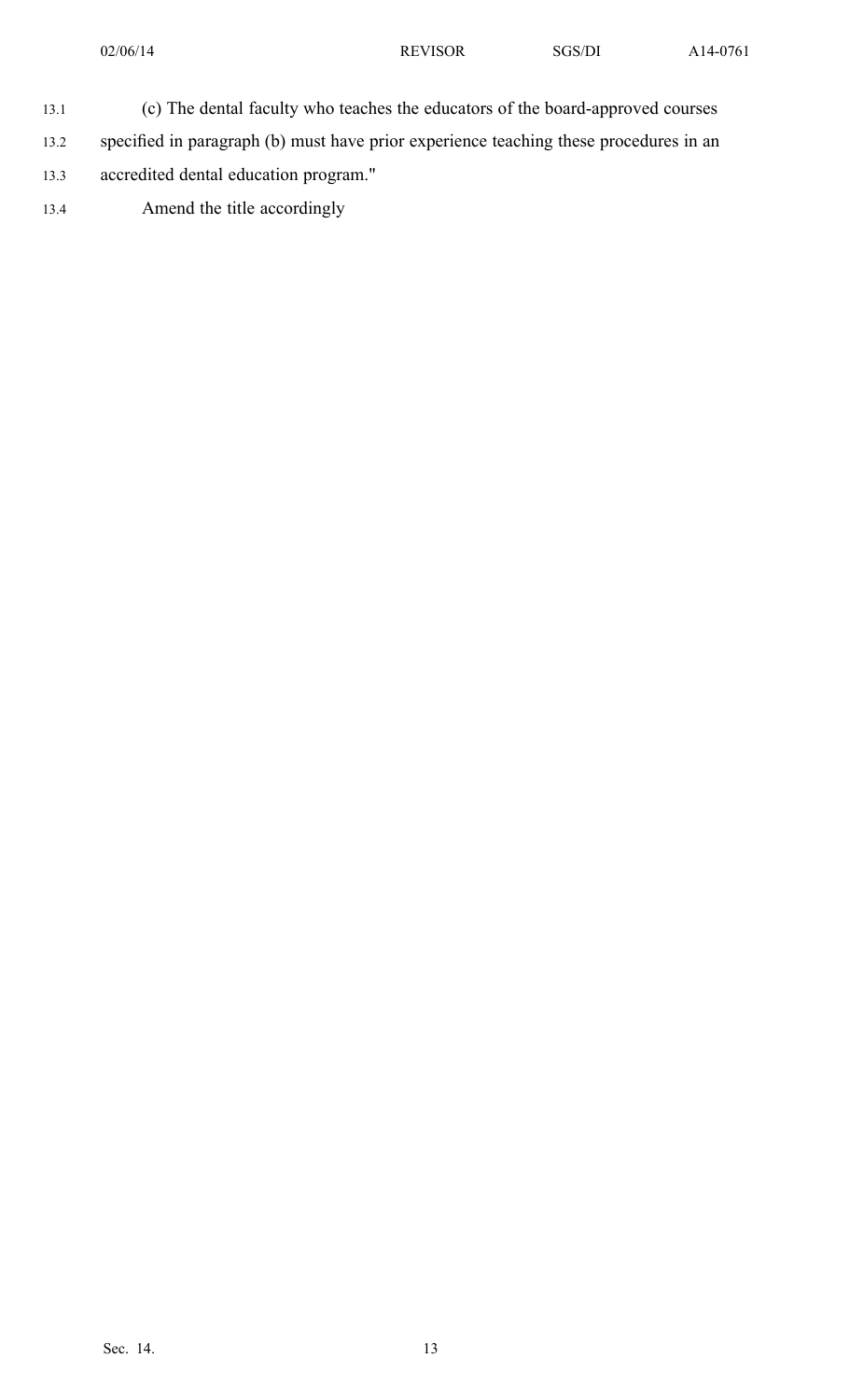(c) The dental faculty who teaches the educators of the board-approved courses specified in paragraph (b) must have prior experience teaching these procedures in an accredited dental education program."

Amend the title accordingly